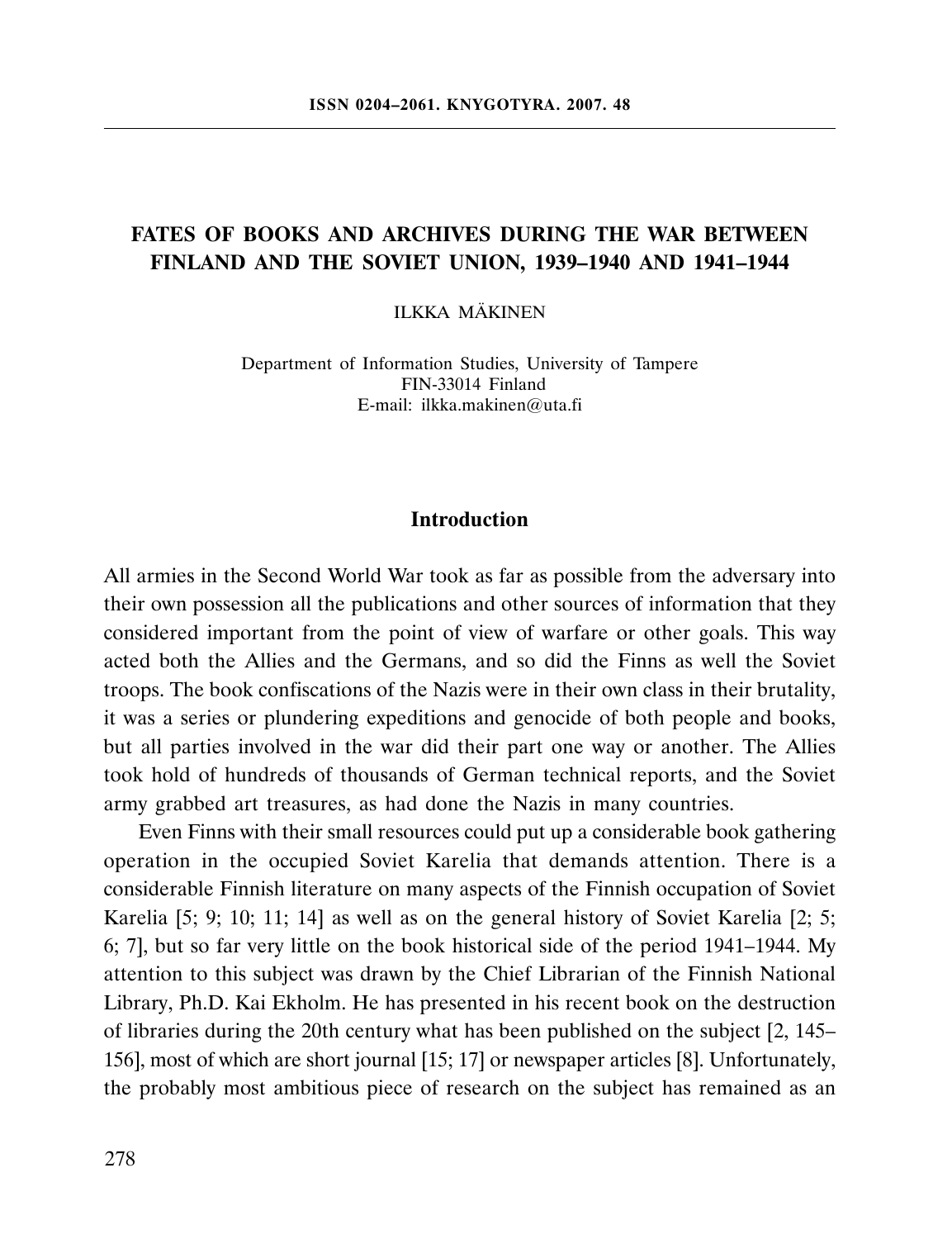# FATES OF BOOKS AND ARCHIVES DURING THE WAR BETWEEN FINLAND AND THE SOVIET UNION, 1939–1940 AND 1941–1944

ILKKA MÄKINEN

Department of Information Studies, University of Tampere
FIN-33014 Finland
E-mail: ilkka.makinen@uta.fi

## Introduction

All armies in the Second World War took as far as possible from the adversary into their own possession all the publications and other sources of information that they considered important from the point of view of warfare or other goals. This way acted both the Allies and the Germans, and so did the Finns as well the Soviet troops. The book confiscations of the Nazis were in their own class in their brutality, it was a series or plundering expeditions and genocide of both people and books, but all parties involved in the war did their part one way or another. The Allies took hold of hundreds of thousands of German technical reports, and the Soviet army grabbed art treasures, as had done the Nazis in many countries.

Even Finns with their small resources could put up a considerable book gathering operation in the occupied Soviet Karelia that demands attention. There is a considerable Finnish literature on many aspects of the Finnish occupation of Soviet Karelia [5; 9; 10; 11; 14] as well as on the general history of Soviet Karelia [2; 5; 6; 7], but so far very little on the book historical side of the period 1941–1944. My attention to this subject was drawn by the Chief Librarian of the Finnish National Library, Ph.D. Kai Ekholm. He has presented in his recent book on the destruction of libraries during the 20th century what has been published on the subject [2, 145–156], most of which are short journal [15; 17] or newspaper articles [8]. Unfortunately, the probably most ambitious piece of research on the subject has remained as an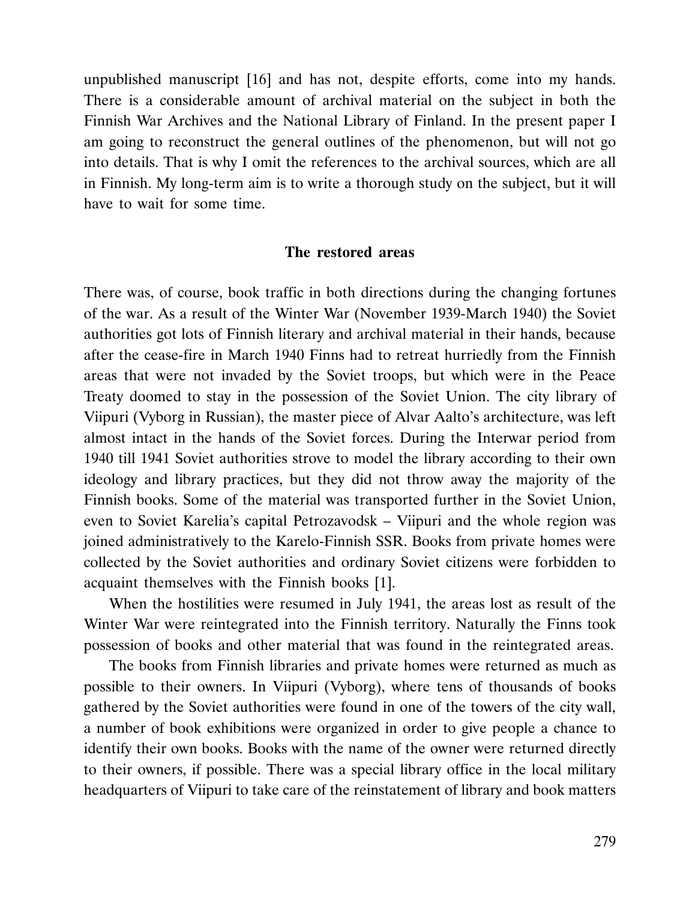unpublished manuscript [16] and has not, despite efforts, come into my hands. There is a considerable amount of archival material on the subject in both the Finnish War Archives and the National Library of Finland. In the present paper I am going to reconstruct the general outlines of the phenomenon, but will not go into details. That is why I omit the references to the archival sources, which are all in Finnish. My long-term aim is to write a thorough study on the subject, but it will have to wait for some time.

## The restored areas

There was, of course, book traffic in both directions during the changing fortunes of the war. As a result of the Winter War (November 1939-March 1940) the Soviet authorities got lots of Finnish literary and archival material in their hands, because after the cease-fire in March 1940 Finns had to retreat hurriedly from the Finnish areas that were not invaded by the Soviet troops, but which were in the Peace Treaty doomed to stay in the possession of the Soviet Union. The city library of Viipuri (Vyborg in Russian), the master piece of Alvar Aalto's architecture, was left almost intact in the hands of the Soviet forces. During the Interwar period from 1940 till 1941 Soviet authorities strove to model the library according to their own ideology and library practices, but they did not throw away the majority of the Finnish books. Some of the material was transported further in the Soviet Union, even to Soviet Karelia's capital Petrozavodsk – Viipuri and the whole region was joined administratively to the Karelo-Finnish SSR. Books from private homes were collected by the Soviet authorities and ordinary Soviet citizens were forbidden to acquaint themselves with the Finnish books [1].

When the hostilities were resumed in July 1941, the areas lost as result of the Winter War were reintegrated into the Finnish territory. Naturally the Finns took possession of books and other material that was found in the reintegrated areas.

The books from Finnish libraries and private homes were returned as much as possible to their owners. In Viipuri (Vyborg), where tens of thousands of books gathered by the Soviet authorities were found in one of the towers of the city wall, a number of book exhibitions were organized in order to give people a chance to identify their own books. Books with the name of the owner were returned directly to their owners, if possible. There was a special library office in the local military headquarters of Viipuri to take care of the reinstatement of library and book matters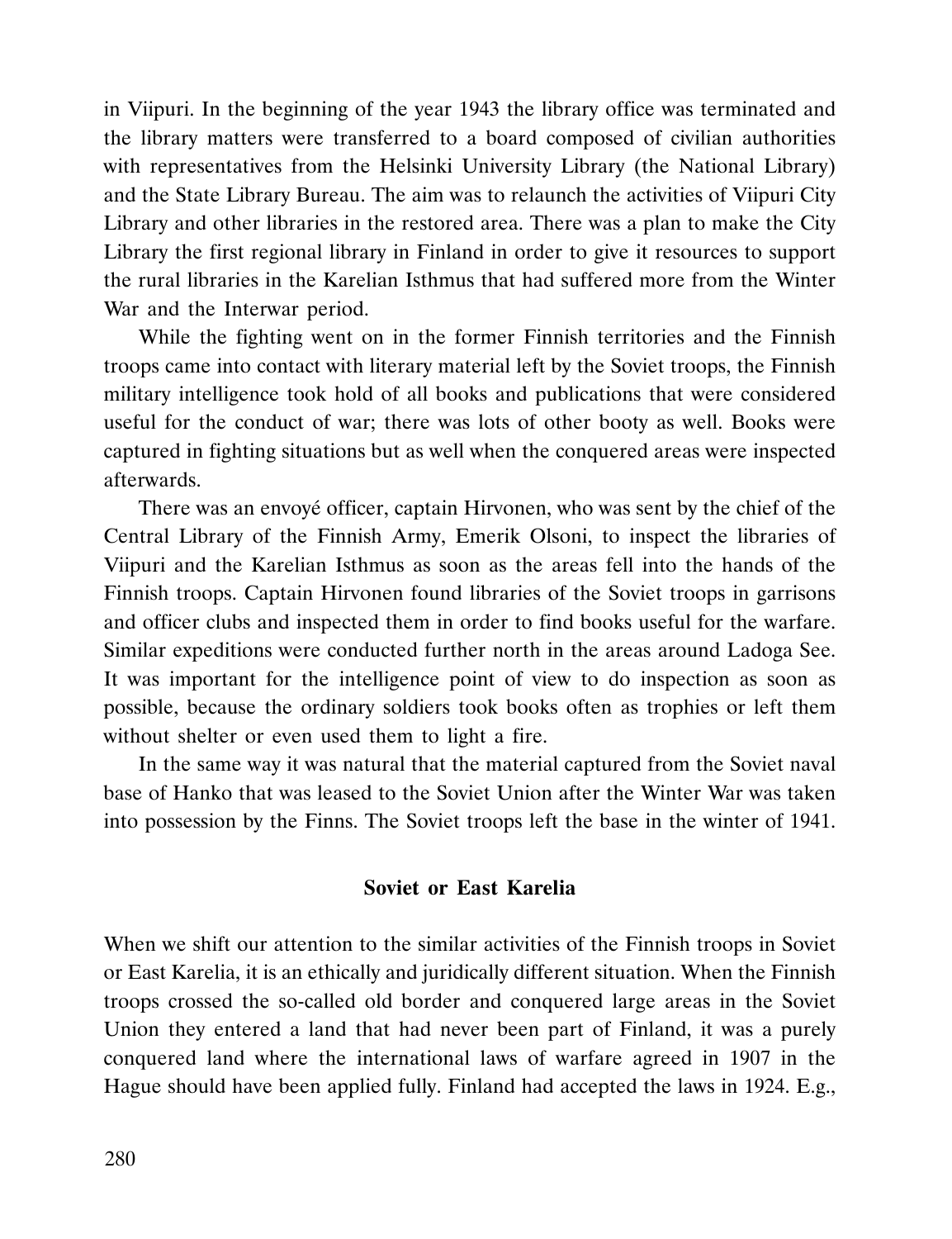in Viipuri. In the beginning of the year 1943 the library office was terminated and the library matters were transferred to a board composed of civilian authorities with representatives from the Helsinki University Library (the National Library) and the State Library Bureau. The aim was to relaunch the activities of Viipuri City Library and other libraries in the restored area. There was a plan to make the City Library the first regional library in Finland in order to give it resources to support the rural libraries in the Karelian Isthmus that had suffered more from the Winter War and the Interwar period.

While the fighting went on in the former Finnish territories and the Finnish troops came into contact with literary material left by the Soviet troops, the Finnish military intelligence took hold of all books and publications that were considered useful for the conduct of war; there was lots of other booty as well. Books were captured in fighting situations but as well when the conquered areas were inspected afterwards.

There was an envoyé officer, captain Hirvonen, who was sent by the chief of the Central Library of the Finnish Army, Emerik Olsoni, to inspect the libraries of Viipuri and the Karelian Isthmus as soon as the areas fell into the hands of the Finnish troops. Captain Hirvonen found libraries of the Soviet troops in garrisons and officer clubs and inspected them in order to find books useful for the warfare. Similar expeditions were conducted further north in the areas around Ladoga See. It was important for the intelligence point of view to do inspection as soon as possible, because the ordinary soldiers took books often as trophies or left them without shelter or even used them to light a fire.

In the same way it was natural that the material captured from the Soviet naval base of Hanko that was leased to the Soviet Union after the Winter War was taken into possession by the Finns. The Soviet troops left the base in the winter of 1941.

## Soviet or East Karelia

When we shift our attention to the similar activities of the Finnish troops in Soviet or East Karelia, it is an ethically and juridically different situation. When the Finnish troops crossed the so-called old border and conquered large areas in the Soviet Union they entered a land that had never been part of Finland, it was a purely conquered land where the international laws of warfare agreed in 1907 in the Hague should have been applied fully. Finland had accepted the laws in 1924. E.g.,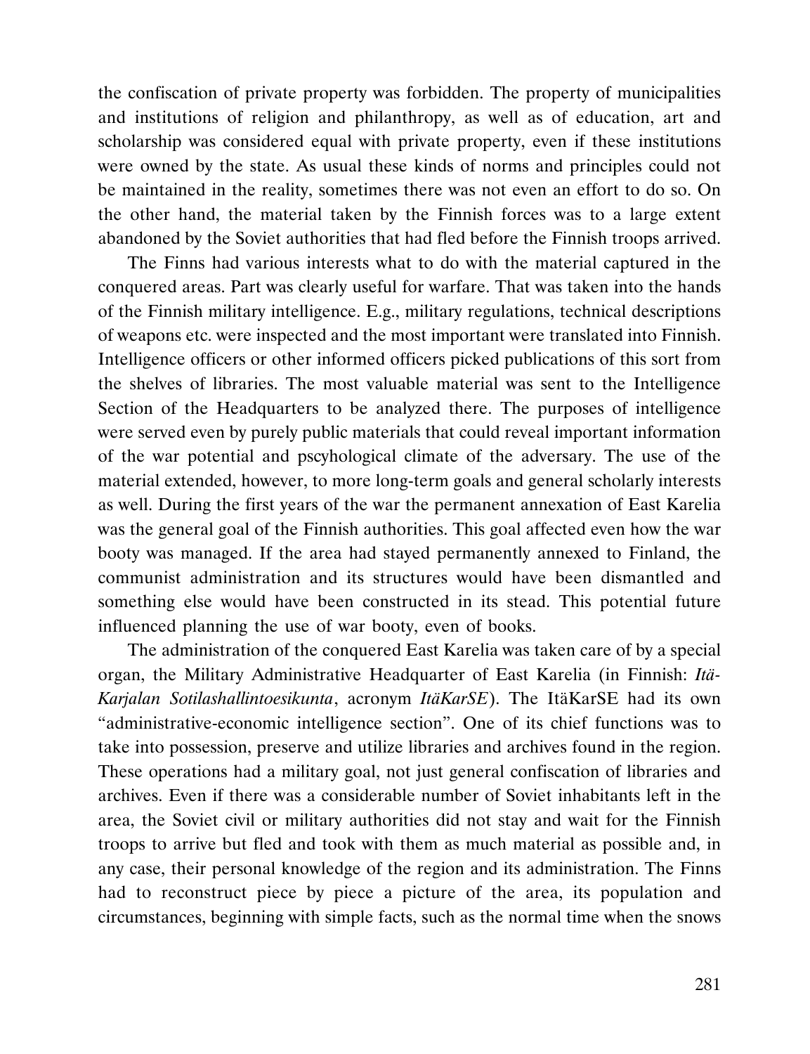the confiscation of private property was forbidden. The property of municipalities and institutions of religion and philanthropy, as well as of education, art and scholarship was considered equal with private property, even if these institutions were owned by the state. As usual these kinds of norms and principles could not be maintained in the reality, sometimes there was not even an effort to do so. On the other hand, the material taken by the Finnish forces was to a large extent abandoned by the Soviet authorities that had fled before the Finnish troops arrived.

The Finns had various interests what to do with the material captured in the conquered areas. Part was clearly useful for warfare. That was taken into the hands of the Finnish military intelligence. E.g., military regulations, technical descriptions of weapons etc. were inspected and the most important were translated into Finnish. Intelligence officers or other informed officers picked publications of this sort from the shelves of libraries. The most valuable material was sent to the Intelligence Section of the Headquarters to be analyzed there. The purposes of intelligence were served even by purely public materials that could reveal important information of the war potential and pscyhological climate of the adversary. The use of the material extended, however, to more long-term goals and general scholarly interests as well. During the first years of the war the permanent annexation of East Karelia was the general goal of the Finnish authorities. This goal affected even how the war booty was managed. If the area had stayed permanently annexed to Finland, the communist administration and its structures would have been dismantled and something else would have been constructed in its stead. This potential future influenced planning the use of war booty, even of books.

The administration of the conquered East Karelia was taken care of by a special organ, the Military Administrative Headquarter of East Karelia (in Finnish: *Itä-Karjalan Sotilashallintoesikunta*, acronym *ItäKarSE*). The ItäKarSE had its own "administrative-economic intelligence section". One of its chief functions was to take into possession, preserve and utilize libraries and archives found in the region. These operations had a military goal, not just general confiscation of libraries and archives. Even if there was a considerable number of Soviet inhabitants left in the area, the Soviet civil or military authorities did not stay and wait for the Finnish troops to arrive but fled and took with them as much material as possible and, in any case, their personal knowledge of the region and its administration. The Finns had to reconstruct piece by piece a picture of the area, its population and circumstances, beginning with simple facts, such as the normal time when the snows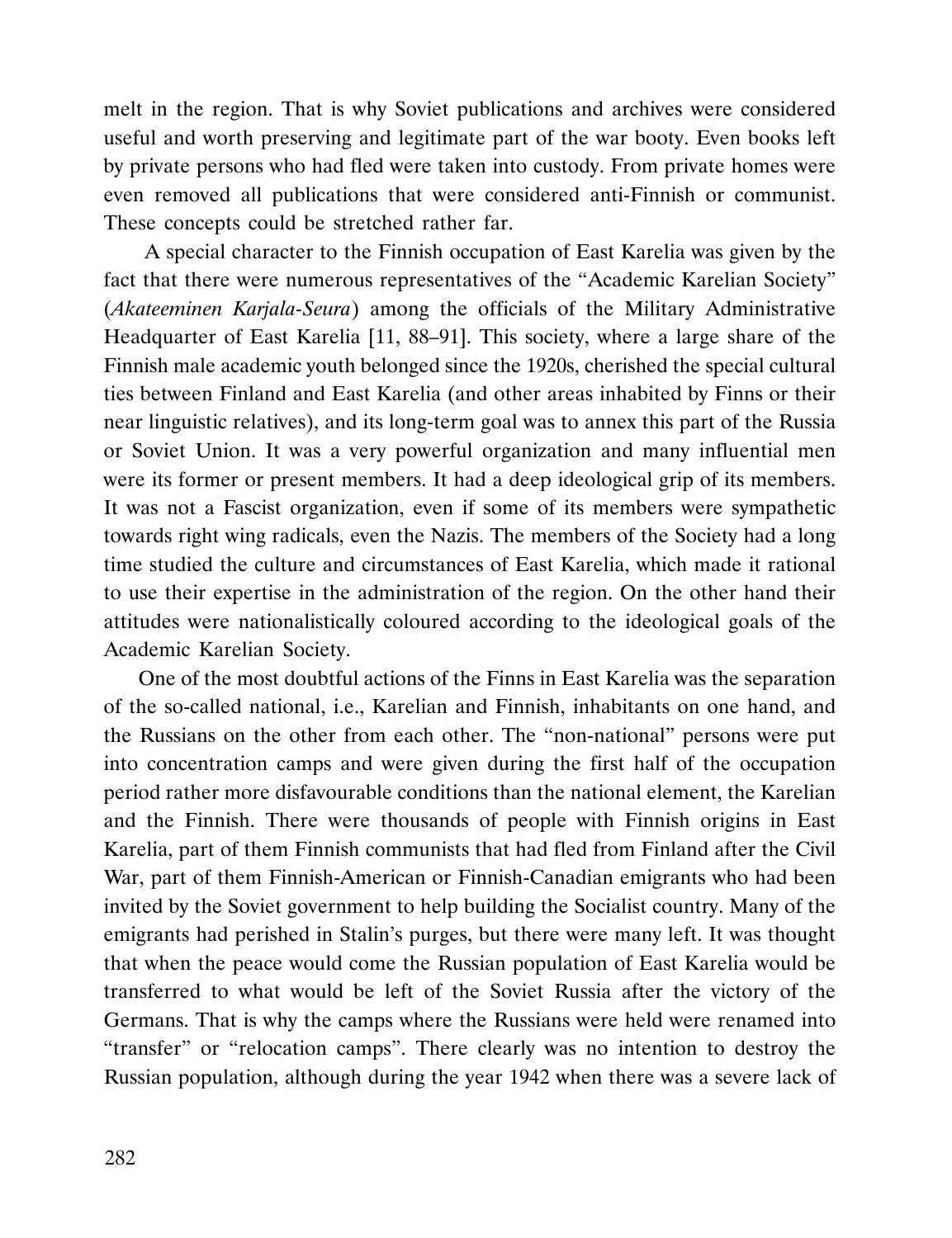melt in the region. That is why Soviet publications and archives were considered useful and worth preserving and legitimate part of the war booty. Even books left by private persons who had fled were taken into custody. From private homes were even removed all publications that were considered anti-Finnish or communist. These concepts could be stretched rather far.

A special character to the Finnish occupation of East Karelia was given by the fact that there were numerous representatives of the "Academic Karelian Society" (*Akateeminen Karjala-Seura*) among the officials of the Military Administrative Headquarter of East Karelia [11, 88–91]. This society, where a large share of the Finnish male academic youth belonged since the 1920s, cherished the special cultural ties between Finland and East Karelia (and other areas inhabited by Finns or their near linguistic relatives), and its long-term goal was to annex this part of the Russia or Soviet Union. It was a very powerful organization and many influential men were its former or present members. It had a deep ideological grip of its members. It was not a Fascist organization, even if some of its members were sympathetic towards right wing radicals, even the Nazis. The members of the Society had a long time studied the culture and circumstances of East Karelia, which made it rational to use their expertise in the administration of the region. On the other hand their attitudes were nationalistically coloured according to the ideological goals of the Academic Karelian Society.

One of the most doubtful actions of the Finns in East Karelia was the separation of the so-called national, i.e., Karelian and Finnish, inhabitants on one hand, and the Russians on the other from each other. The "non-national" persons were put into concentration camps and were given during the first half of the occupation period rather more disfavourable conditions than the national element, the Karelian and the Finnish. There were thousands of people with Finnish origins in East Karelia, part of them Finnish communists that had fled from Finland after the Civil War, part of them Finnish-American or Finnish-Canadian emigrants who had been invited by the Soviet government to help building the Socialist country. Many of the emigrants had perished in Stalin's purges, but there were many left. It was thought that when the peace would come the Russian population of East Karelia would be transferred to what would be left of the Soviet Russia after the victory of the Germans. That is why the camps where the Russians were held were renamed into "transfer" or "relocation camps". There clearly was no intention to destroy the Russian population, although during the year 1942 when there was a severe lack of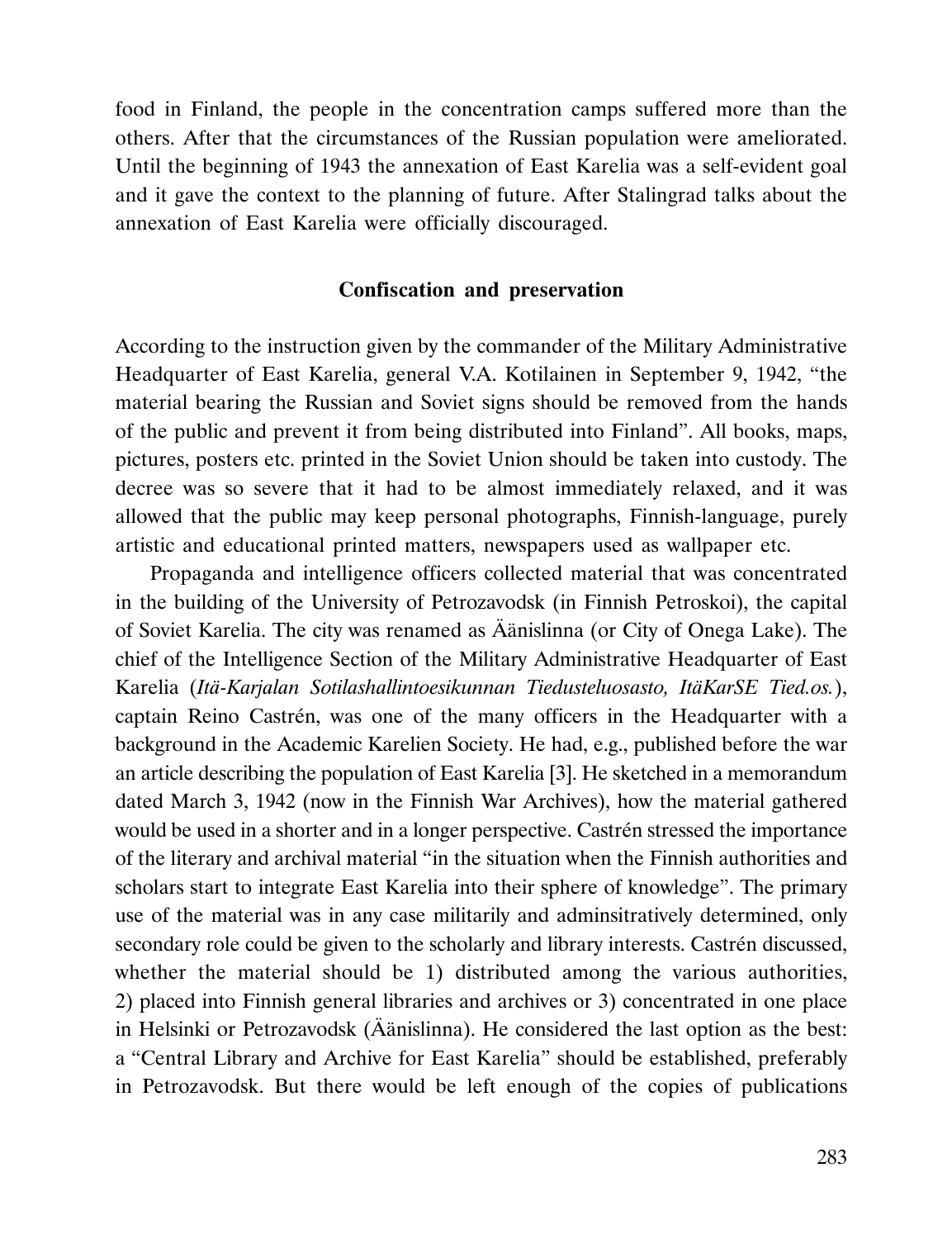food in Finland, the people in the concentration camps suffered more than the others. After that the circumstances of the Russian population were ameliorated. Until the beginning of 1943 the annexation of East Karelia was a self-evident goal and it gave the context to the planning of future. After Stalingrad talks about the annexation of East Karelia were officially discouraged.

## Confiscation and preservation

According to the instruction given by the commander of the Military Administrative Headquarter of East Karelia, general V.A. Kotilainen in September 9, 1942, "the material bearing the Russian and Soviet signs should be removed from the hands of the public and prevent it from being distributed into Finland". All books, maps, pictures, posters etc. printed in the Soviet Union should be taken into custody. The decree was so severe that it had to be almost immediately relaxed, and it was allowed that the public may keep personal photographs, Finnish-language, purely artistic and educational printed matters, newspapers used as wallpaper etc.

Propaganda and intelligence officers collected material that was concentrated in the building of the University of Petrozavodsk (in Finnish Petroskoi), the capital of Soviet Karelia. The city was renamed as Äänislinna (or City of Onega Lake). The chief of the Intelligence Section of the Military Administrative Headquarter of East Karelia (*Itä-Karjalan Sotilashallintoesikunnan Tiedusteluosasto, ItäKarSE Tied.os.*), captain Reino Castrén, was one of the many officers in the Headquarter with a background in the Academic Karelien Society. He had, e.g., published before the war an article describing the population of East Karelia [3]. He sketched in a memorandum dated March 3, 1942 (now in the Finnish War Archives), how the material gathered would be used in a shorter and in a longer perspective. Castrén stressed the importance of the literary and archival material "in the situation when the Finnish authorities and scholars start to integrate East Karelia into their sphere of knowledge". The primary use of the material was in any case militarily and adminsitratively determined, only secondary role could be given to the scholarly and library interests. Castrén discussed, whether the material should be 1) distributed among the various authorities, 2) placed into Finnish general libraries and archives or 3) concentrated in one place in Helsinki or Petrozavodsk (Äänislinna). He considered the last option as the best: a "Central Library and Archive for East Karelia" should be established, preferably in Petrozavodsk. But there would be left enough of the copies of publications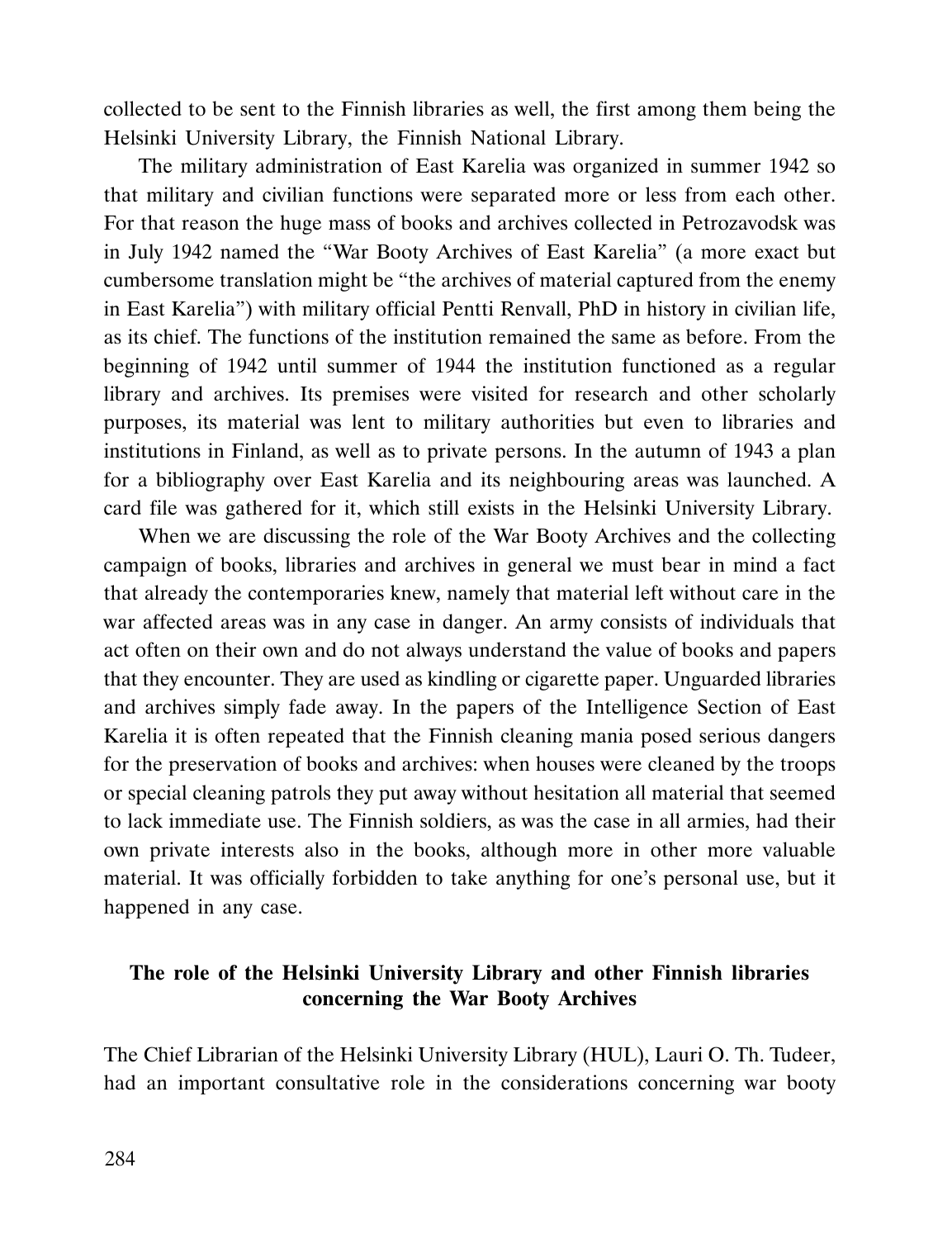collected to be sent to the Finnish libraries as well, the first among them being the Helsinki University Library, the Finnish National Library.

The military administration of East Karelia was organized in summer 1942 so that military and civilian functions were separated more or less from each other. For that reason the huge mass of books and archives collected in Petrozavodsk was in July 1942 named the "War Booty Archives of East Karelia" (a more exact but cumbersome translation might be "the archives of material captured from the enemy in East Karelia") with military official Pentti Renvall, PhD in history in civilian life, as its chief. The functions of the institution remained the same as before. From the beginning of 1942 until summer of 1944 the institution functioned as a regular library and archives. Its premises were visited for research and other scholarly purposes, its material was lent to military authorities but even to libraries and institutions in Finland, as well as to private persons. In the autumn of 1943 a plan for a bibliography over East Karelia and its neighbouring areas was launched. A card file was gathered for it, which still exists in the Helsinki University Library.

When we are discussing the role of the War Booty Archives and the collecting campaign of books, libraries and archives in general we must bear in mind a fact that already the contemporaries knew, namely that material left without care in the war affected areas was in any case in danger. An army consists of individuals that act often on their own and do not always understand the value of books and papers that they encounter. They are used as kindling or cigarette paper. Unguarded libraries and archives simply fade away. In the papers of the Intelligence Section of East Karelia it is often repeated that the Finnish cleaning mania posed serious dangers for the preservation of books and archives: when houses were cleaned by the troops or special cleaning patrols they put away without hesitation all material that seemed to lack immediate use. The Finnish soldiers, as was the case in all armies, had their own private interests also in the books, although more in other more valuable material. It was officially forbidden to take anything for one's personal use, but it happened in any case.

## The role of the Helsinki University Library and other Finnish libraries concerning the War Booty Archives

The Chief Librarian of the Helsinki University Library (HUL), Lauri O. Th. Tudeer, had an important consultative role in the considerations concerning war booty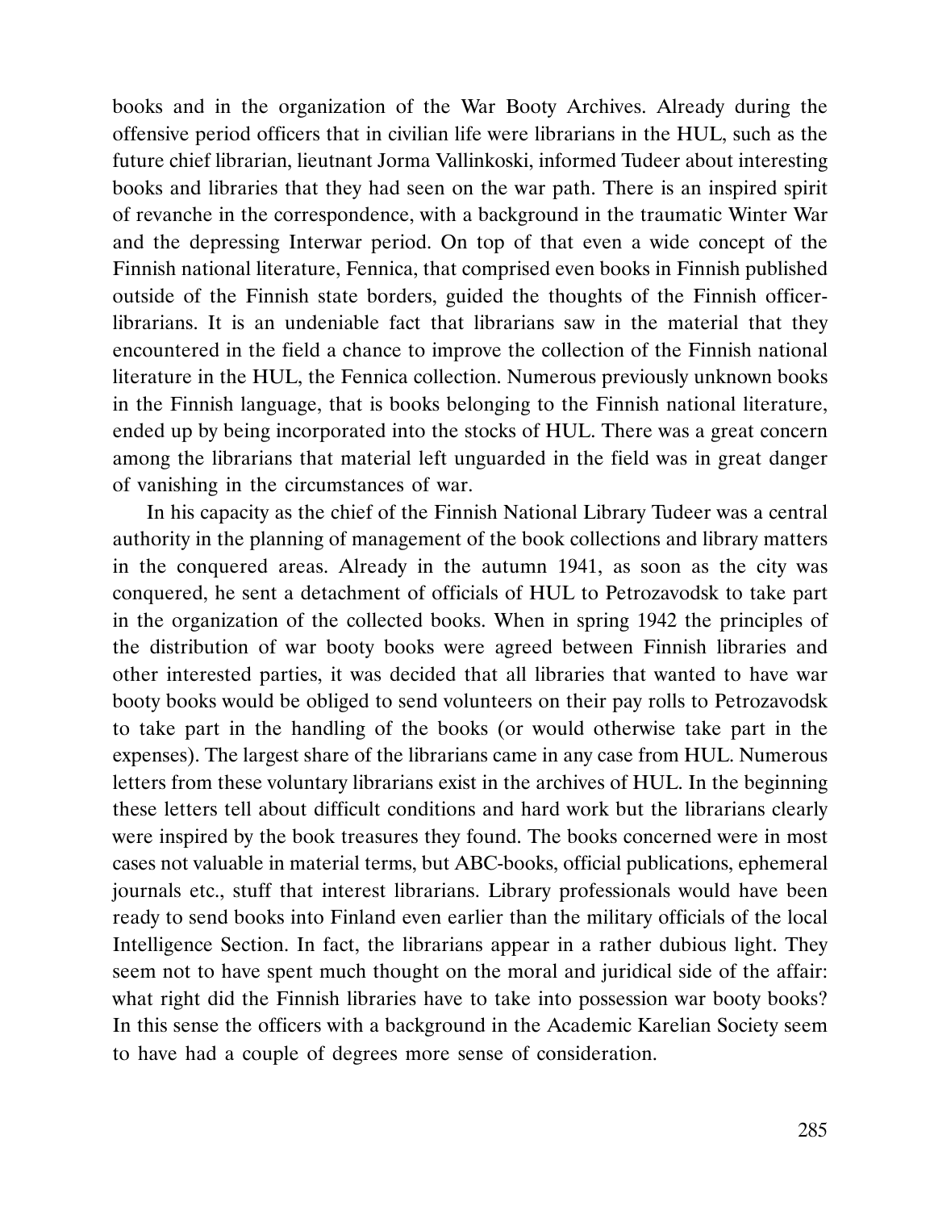books and in the organization of the War Booty Archives. Already during the offensive period officers that in civilian life were librarians in the HUL, such as the future chief librarian, lieutnant Jorma Vallinkoski, informed Tudeer about interesting books and libraries that they had seen on the war path. There is an inspired spirit of revanche in the correspondence, with a background in the traumatic Winter War and the depressing Interwar period. On top of that even a wide concept of the Finnish national literature, Fennica, that comprised even books in Finnish published outside of the Finnish state borders, guided the thoughts of the Finnish officer-librarians. It is an undeniable fact that librarians saw in the material that they encountered in the field a chance to improve the collection of the Finnish national literature in the HUL, the Fennica collection. Numerous previously unknown books in the Finnish language, that is books belonging to the Finnish national literature, ended up by being incorporated into the stocks of HUL. There was a great concern among the librarians that material left unguarded in the field was in great danger of vanishing in the circumstances of war.

In his capacity as the chief of the Finnish National Library Tudeer was a central authority in the planning of management of the book collections and library matters in the conquered areas. Already in the autumn 1941, as soon as the city was conquered, he sent a detachment of officials of HUL to Petrozavodsk to take part in the organization of the collected books. When in spring 1942 the principles of the distribution of war booty books were agreed between Finnish libraries and other interested parties, it was decided that all libraries that wanted to have war booty books would be obliged to send volunteers on their pay rolls to Petrozavodsk to take part in the handling of the books (or would otherwise take part in the expenses). The largest share of the librarians came in any case from HUL. Numerous letters from these voluntary librarians exist in the archives of HUL. In the beginning these letters tell about difficult conditions and hard work but the librarians clearly were inspired by the book treasures they found. The books concerned were in most cases not valuable in material terms, but ABC-books, official publications, ephemeral journals etc., stuff that interest librarians. Library professionals would have been ready to send books into Finland even earlier than the military officials of the local Intelligence Section. In fact, the librarians appear in a rather dubious light. They seem not to have spent much thought on the moral and juridical side of the affair: what right did the Finnish libraries have to take into possession war booty books? In this sense the officers with a background in the Academic Karelian Society seem to have had a couple of degrees more sense of consideration.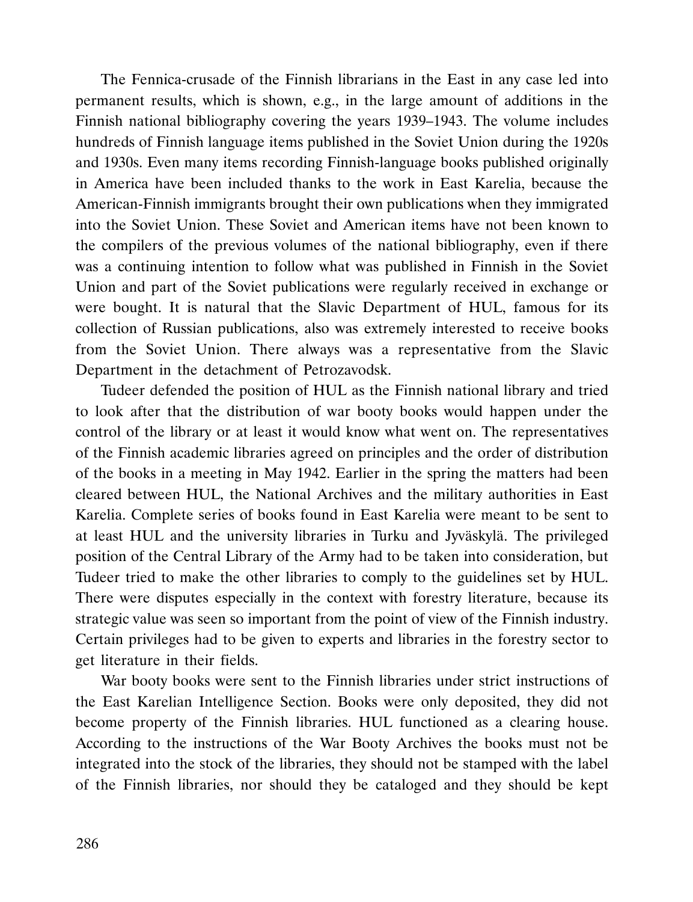The Fennica-crusade of the Finnish librarians in the East in any case led into permanent results, which is shown, e.g., in the large amount of additions in the Finnish national bibliography covering the years 1939–1943. The volume includes hundreds of Finnish language items published in the Soviet Union during the 1920s and 1930s. Even many items recording Finnish-language books published originally in America have been included thanks to the work in East Karelia, because the American-Finnish immigrants brought their own publications when they immigrated into the Soviet Union. These Soviet and American items have not been known to the compilers of the previous volumes of the national bibliography, even if there was a continuing intention to follow what was published in Finnish in the Soviet Union and part of the Soviet publications were regularly received in exchange or were bought. It is natural that the Slavic Department of HUL, famous for its collection of Russian publications, also was extremely interested to receive books from the Soviet Union. There always was a representative from the Slavic Department in the detachment of Petrozavodsk.

Tudeer defended the position of HUL as the Finnish national library and tried to look after that the distribution of war booty books would happen under the control of the library or at least it would know what went on. The representatives of the Finnish academic libraries agreed on principles and the order of distribution of the books in a meeting in May 1942. Earlier in the spring the matters had been cleared between HUL, the National Archives and the military authorities in East Karelia. Complete series of books found in East Karelia were meant to be sent to at least HUL and the university libraries in Turku and Jyväskylä. The privileged position of the Central Library of the Army had to be taken into consideration, but Tudeer tried to make the other libraries to comply to the guidelines set by HUL. There were disputes especially in the context with forestry literature, because its strategic value was seen so important from the point of view of the Finnish industry. Certain privileges had to be given to experts and libraries in the forestry sector to get literature in their fields.

War booty books were sent to the Finnish libraries under strict instructions of the East Karelian Intelligence Section. Books were only deposited, they did not become property of the Finnish libraries. HUL functioned as a clearing house. According to the instructions of the War Booty Archives the books must not be integrated into the stock of the libraries, they should not be stamped with the label of the Finnish libraries, nor should they be cataloged and they should be kept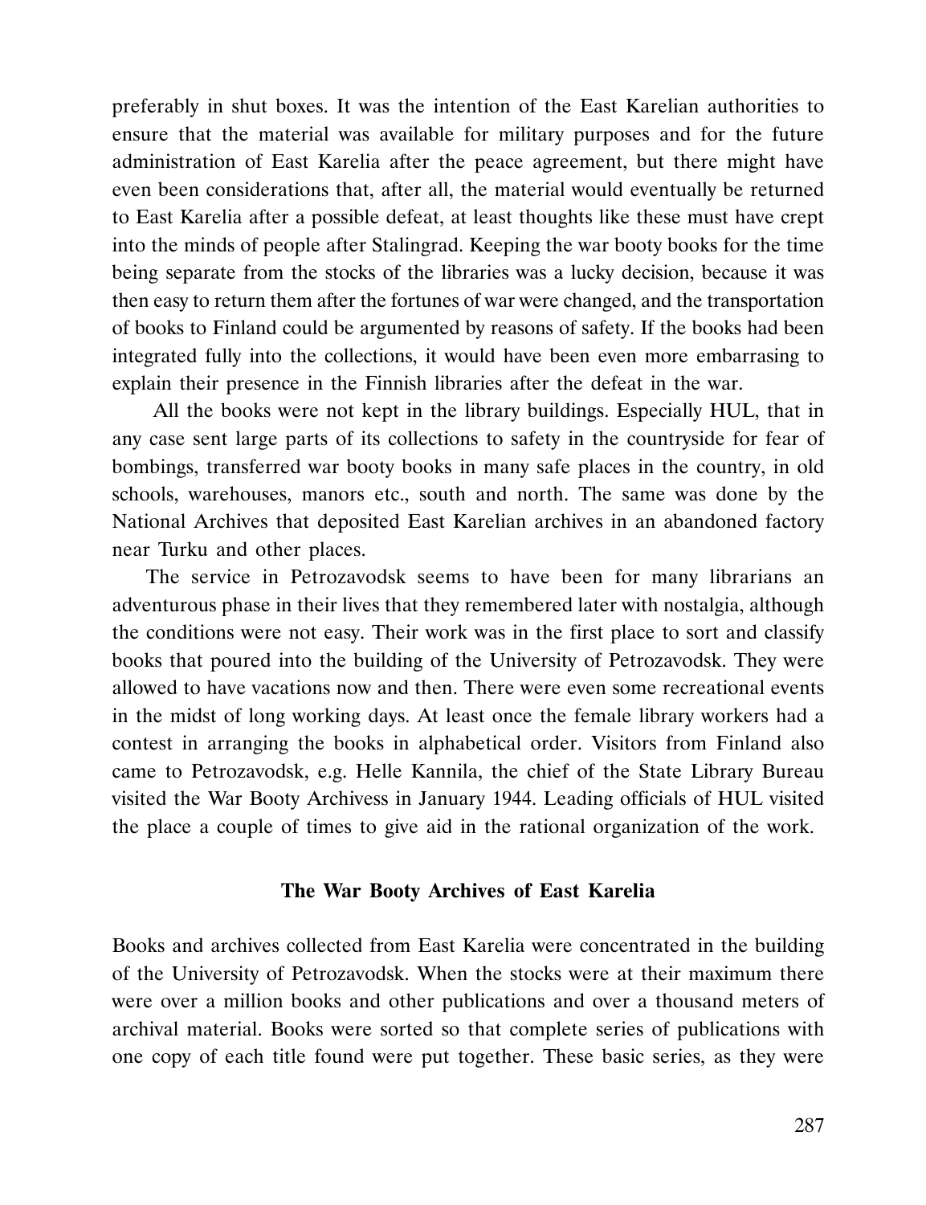preferably in shut boxes. It was the intention of the East Karelian authorities to ensure that the material was available for military purposes and for the future administration of East Karelia after the peace agreement, but there might have even been considerations that, after all, the material would eventually be returned to East Karelia after a possible defeat, at least thoughts like these must have crept into the minds of people after Stalingrad. Keeping the war booty books for the time being separate from the stocks of the libraries was a lucky decision, because it was then easy to return them after the fortunes of war were changed, and the transportation of books to Finland could be argumented by reasons of safety. If the books had been integrated fully into the collections, it would have been even more embarrasing to explain their presence in the Finnish libraries after the defeat in the war.

All the books were not kept in the library buildings. Especially HUL, that in any case sent large parts of its collections to safety in the countryside for fear of bombings, transferred war booty books in many safe places in the country, in old schools, warehouses, manors etc., south and north. The same was done by the National Archives that deposited East Karelian archives in an abandoned factory near Turku and other places.

The service in Petrozavodsk seems to have been for many librarians an adventurous phase in their lives that they remembered later with nostalgia, although the conditions were not easy. Their work was in the first place to sort and classify books that poured into the building of the University of Petrozavodsk. They were allowed to have vacations now and then. There were even some recreational events in the midst of long working days. At least once the female library workers had a contest in arranging the books in alphabetical order. Visitors from Finland also came to Petrozavodsk, e.g. Helle Kannila, the chief of the State Library Bureau visited the War Booty Archivess in January 1944. Leading officials of HUL visited the place a couple of times to give aid in the rational organization of the work.

## The War Booty Archives of East Karelia

Books and archives collected from East Karelia were concentrated in the building of the University of Petrozavodsk. When the stocks were at their maximum there were over a million books and other publications and over a thousand meters of archival material. Books were sorted so that complete series of publications with one copy of each title found were put together. These basic series, as they were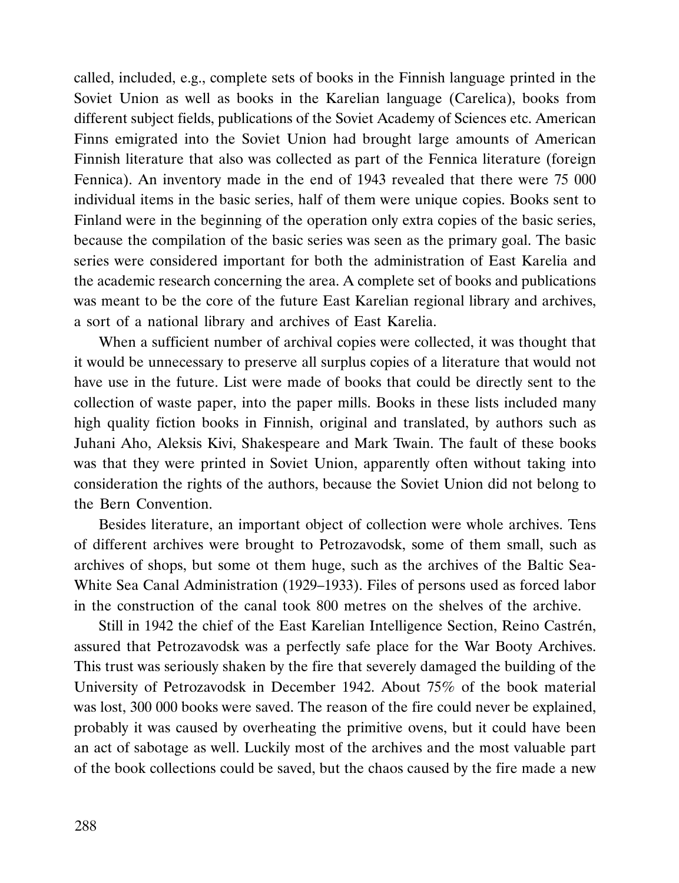called, included, e.g., complete sets of books in the Finnish language printed in the Soviet Union as well as books in the Karelian language (Carelica), books from different subject fields, publications of the Soviet Academy of Sciences etc. American Finns emigrated into the Soviet Union had brought large amounts of American Finnish literature that also was collected as part of the Fennica literature (foreign Fennica). An inventory made in the end of 1943 revealed that there were 75 000 individual items in the basic series, half of them were unique copies. Books sent to Finland were in the beginning of the operation only extra copies of the basic series, because the compilation of the basic series was seen as the primary goal. The basic series were considered important for both the administration of East Karelia and the academic research concerning the area. A complete set of books and publications was meant to be the core of the future East Karelian regional library and archives, a sort of a national library and archives of East Karelia.

When a sufficient number of archival copies were collected, it was thought that it would be unnecessary to preserve all surplus copies of a literature that would not have use in the future. List were made of books that could be directly sent to the collection of waste paper, into the paper mills. Books in these lists included many high quality fiction books in Finnish, original and translated, by authors such as Juhani Aho, Aleksis Kivi, Shakespeare and Mark Twain. The fault of these books was that they were printed in Soviet Union, apparently often without taking into consideration the rights of the authors, because the Soviet Union did not belong to the Bern Convention.

Besides literature, an important object of collection were whole archives. Tens of different archives were brought to Petrozavodsk, some of them small, such as archives of shops, but some ot them huge, such as the archives of the Baltic Sea-White Sea Canal Administration (1929–1933). Files of persons used as forced labor in the construction of the canal took 800 metres on the shelves of the archive.

Still in 1942 the chief of the East Karelian Intelligence Section, Reino Castrén, assured that Petrozavodsk was a perfectly safe place for the War Booty Archives. This trust was seriously shaken by the fire that severely damaged the building of the University of Petrozavodsk in December 1942. About 75% of the book material was lost, 300 000 books were saved. The reason of the fire could never be explained, probably it was caused by overheating the primitive ovens, but it could have been an act of sabotage as well. Luckily most of the archives and the most valuable part of the book collections could be saved, but the chaos caused by the fire made a new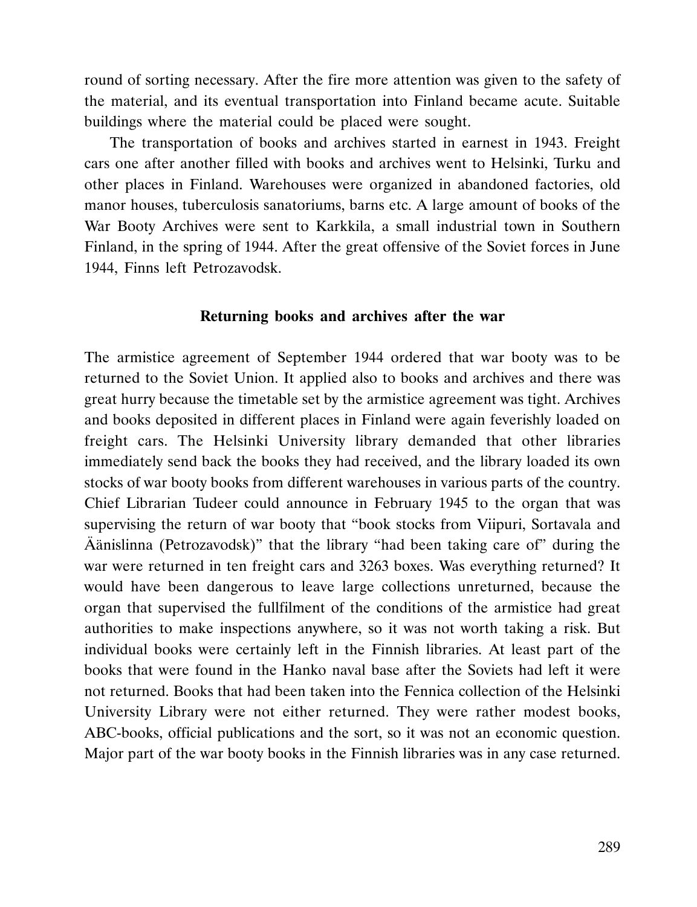round of sorting necessary. After the fire more attention was given to the safety of the material, and its eventual transportation into Finland became acute. Suitable buildings where the material could be placed were sought.

The transportation of books and archives started in earnest in 1943. Freight cars one after another filled with books and archives went to Helsinki, Turku and other places in Finland. Warehouses were organized in abandoned factories, old manor houses, tuberculosis sanatoriums, barns etc. A large amount of books of the War Booty Archives were sent to Karkkila, a small industrial town in Southern Finland, in the spring of 1944. After the great offensive of the Soviet forces in June 1944, Finns left Petrozavodsk.

## Returning books and archives after the war

The armistice agreement of September 1944 ordered that war booty was to be returned to the Soviet Union. It applied also to books and archives and there was great hurry because the timetable set by the armistice agreement was tight. Archives and books deposited in different places in Finland were again feverishly loaded on freight cars. The Helsinki University library demanded that other libraries immediately send back the books they had received, and the library loaded its own stocks of war booty books from different warehouses in various parts of the country. Chief Librarian Tudeer could announce in February 1945 to the organ that was supervising the return of war booty that "book stocks from Viipuri, Sortavala and Äänislinna (Petrozavodsk)" that the library "had been taking care of" during the war were returned in ten freight cars and 3263 boxes. Was everything returned? It would have been dangerous to leave large collections unreturned, because the organ that supervised the fullfilment of the conditions of the armistice had great authorities to make inspections anywhere, so it was not worth taking a risk. But individual books were certainly left in the Finnish libraries. At least part of the books that were found in the Hanko naval base after the Soviets had left it were not returned. Books that had been taken into the Fennica collection of the Helsinki University Library were not either returned. They were rather modest books, ABC-books, official publications and the sort, so it was not an economic question. Major part of the war booty books in the Finnish libraries was in any case returned.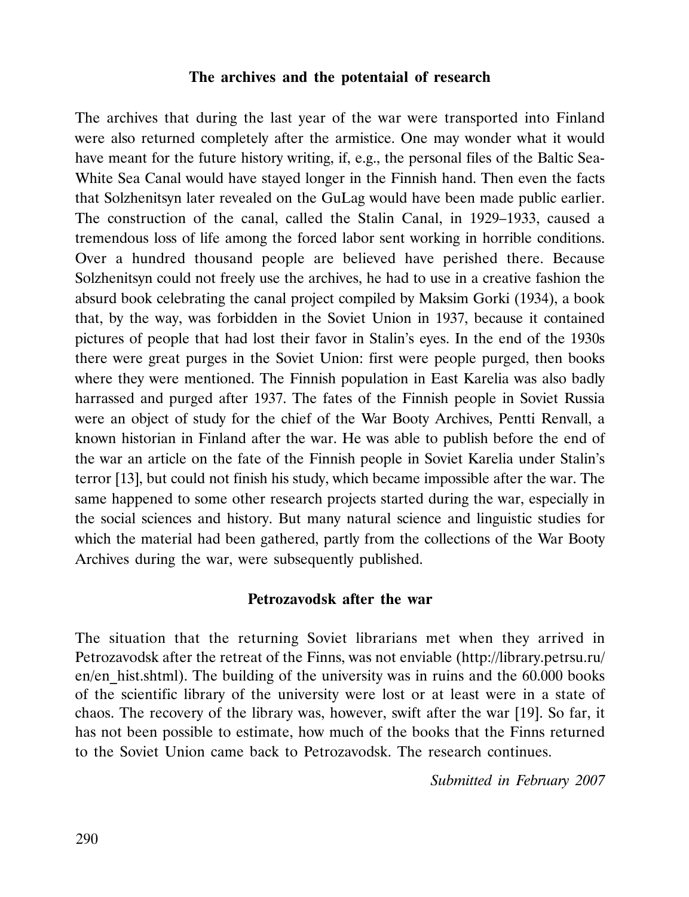## The archives and the potentaial of research

The archives that during the last year of the war were transported into Finland were also returned completely after the armistice. One may wonder what it would have meant for the future history writing, if, e.g., the personal files of the Baltic Sea-White Sea Canal would have stayed longer in the Finnish hand. Then even the facts that Solzhenitsyn later revealed on the GuLag would have been made public earlier. The construction of the canal, called the Stalin Canal, in 1929–1933, caused a tremendous loss of life among the forced labor sent working in horrible conditions. Over a hundred thousand people are believed have perished there. Because Solzhenitsyn could not freely use the archives, he had to use in a creative fashion the absurd book celebrating the canal project compiled by Maksim Gorki (1934), a book that, by the way, was forbidden in the Soviet Union in 1937, because it contained pictures of people that had lost their favor in Stalin's eyes. In the end of the 1930s there were great purges in the Soviet Union: first were people purged, then books where they were mentioned. The Finnish population in East Karelia was also badly harrassed and purged after 1937. The fates of the Finnish people in Soviet Russia were an object of study for the chief of the War Booty Archives, Pentti Renvall, a known historian in Finland after the war. He was able to publish before the end of the war an article on the fate of the Finnish people in Soviet Karelia under Stalin's terror [13], but could not finish his study, which became impossible after the war. The same happened to some other research projects started during the war, especially in the social sciences and history. But many natural science and linguistic studies for which the material had been gathered, partly from the collections of the War Booty Archives during the war, were subsequently published.

## Petrozavodsk after the war

The situation that the returning Soviet librarians met when they arrived in Petrozavodsk after the retreat of the Finns, was not enviable (http://library.petrsu.ru/en/en_hist.shtml). The building of the university was in ruins and the 60.000 books of the scientific library of the university were lost or at least were in a state of chaos. The recovery of the library was, however, swift after the war [19]. So far, it has not been possible to estimate, how much of the books that the Finns returned to the Soviet Union came back to Petrozavodsk. The research continues.

*Submitted in February 2007*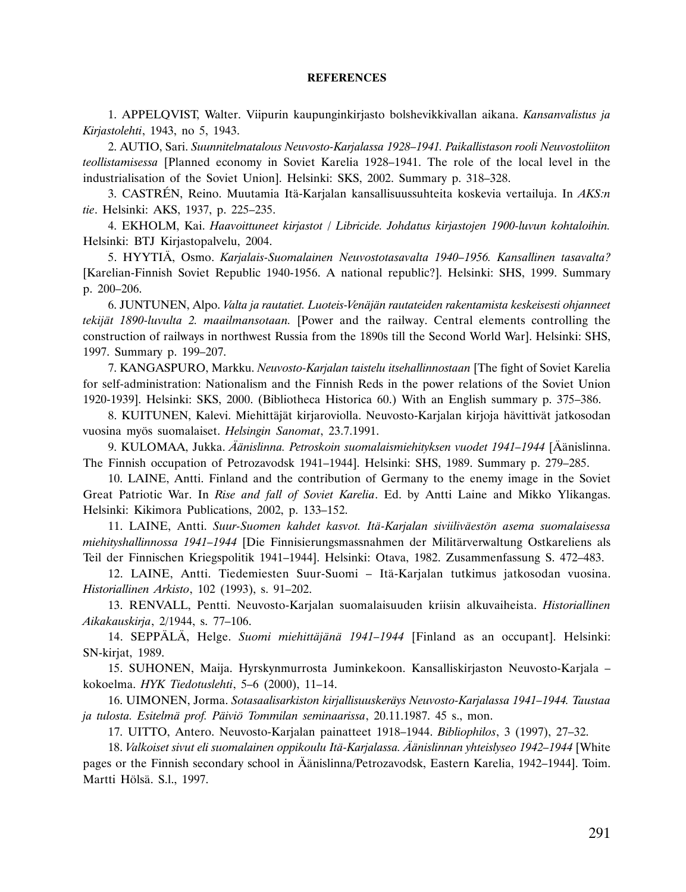## REFERENCES

1. APPELQVIST, Walter. Viipurin kaupunginkirjasto bolshevikkivallan aikana. *Kansanvalistus ja Kirjastolehti*, 1943, no 5, 1943.

2. AUTIO, Sari. *Suunnitelmatalous Neuvosto-Karjalassa 1928–1941. Paikallistason rooli Neuvostoliiton teollistamisessa* [Planned economy in Soviet Karelia 1928–1941. The role of the local level in the industrialisation of the Soviet Union]. Helsinki: SKS, 2002. Summary p. 318–328.

3. CASTRÉN, Reino. Muutamia Itä-Karjalan kansallisuussuhteita koskevia vertailuja. In *AKS:n tie*. Helsinki: AKS, 1937, p. 225–235.

4. EKHOLM, Kai. *Haavoittuneet kirjastot / Libricide. Johdatus kirjastojen 1900-luvun kohtaloihin.* Helsinki: BTJ Kirjastopalvelu, 2004.

5. HYYTIÄ, Osmo. *Karjalais-Suomalainen Neuvostotasavalta 1940–1956. Kansallinen tasavalta?* [Karelian-Finnish Soviet Republic 1940-1956. A national republic?]. Helsinki: SHS, 1999. Summary p. 200–206.

6. JUNTUNEN, Alpo. *Valta ja rautatiet. Luoteis-Venäjän rautateiden rakentamista keskeisesti ohjanneet tekijät 1890-luvulta 2. maailmansotaan.* [Power and the railway. Central elements controlling the construction of railways in northwest Russia from the 1890s till the Second World War]. Helsinki: SHS, 1997. Summary p. 199–207.

7. KANGASPURO, Markku. *Neuvosto-Karjalan taistelu itsehallinnostaan* [The fight of Soviet Karelia for self-administration: Nationalism and the Finnish Reds in the power relations of the Soviet Union 1920-1939]. Helsinki: SKS, 2000. (Bibliotheca Historica 60.) With an English summary p. 375–386.

8. KUITUNEN, Kalevi. Miehittäjät kirjaroviolla. Neuvosto-Karjalan kirjoja hävittivät jatkosodan vuosina myös suomalaiset. *Helsingin Sanomat*, 23.7.1991.

9. KULOMAA, Jukka. *Äänislinna. Petroskoin suomalaismiehityksen vuodet 1941–1944* [Äänislinna. The Finnish occupation of Petrozavodsk 1941–1944]. Helsinki: SHS, 1989. Summary p. 279–285.

10. LAINE, Antti. Finland and the contribution of Germany to the enemy image in the Soviet Great Patriotic War. In *Rise and fall of Soviet Karelia*. Ed. by Antti Laine and Mikko Ylikangas. Helsinki: Kikimora Publications, 2002, p. 133–152.

11. LAINE, Antti. *Suur-Suomen kahdet kasvot. Itä-Karjalan siviiliväestön asema suomalaisessa miehityshallinnossa 1941–1944* [Die Finnisierungsmassnahmen der Militärverwaltung Ostkareliens als Teil der Finnischen Kriegspolitik 1941–1944]. Helsinki: Otava, 1982. Zusammenfassung S. 472–483.

12. LAINE, Antti. Tiedemiesten Suur-Suomi – Itä-Karjalan tutkimus jatkosodan vuosina. *Historiallinen Arkisto*, 102 (1993), s. 91–202.

13. RENVALL, Pentti. Neuvosto-Karjalan suomalaisuuden kriisin alkuvaiheista. *Historiallinen Aikakauskirja*, 2/1944, s. 77–106.

14. SEPPÄLÄ, Helge. *Suomi miehittäjänä 1941–1944* [Finland as an occupant]. Helsinki: SN-kirjat, 1989.

15. SUHONEN, Maija. Hyrskynmurrosta Juminkekoon. Kansalliskirjaston Neuvosto-Karjala – kokoelma. *HYK Tiedotuslehti*, 5–6 (2000), 11–14.

16. UIMONEN, Jorma. *Sotasaalisarkiston kirjallisuuskeräys Neuvosto-Karjalassa 1941–1944. Taustaa ja tulosta. Esitelmä prof. Päiviö Tommilan seminaarissa*, 20.11.1987. 45 s., mon.

17. UITTO, Antero. Neuvosto-Karjalan painatteet 1918–1944. *Bibliophilos*, 3 (1997), 27–32.

18. *Valkoiset sivut eli suomalainen oppikoulu Itä-Karjalassa. Äänislinnan yhteislyseo 1942–1944* [White pages or the Finnish secondary school in Äänislinna/Petrozavodsk, Eastern Karelia, 1942–1944]. Toim. Martti Hölsä. S.l., 1997.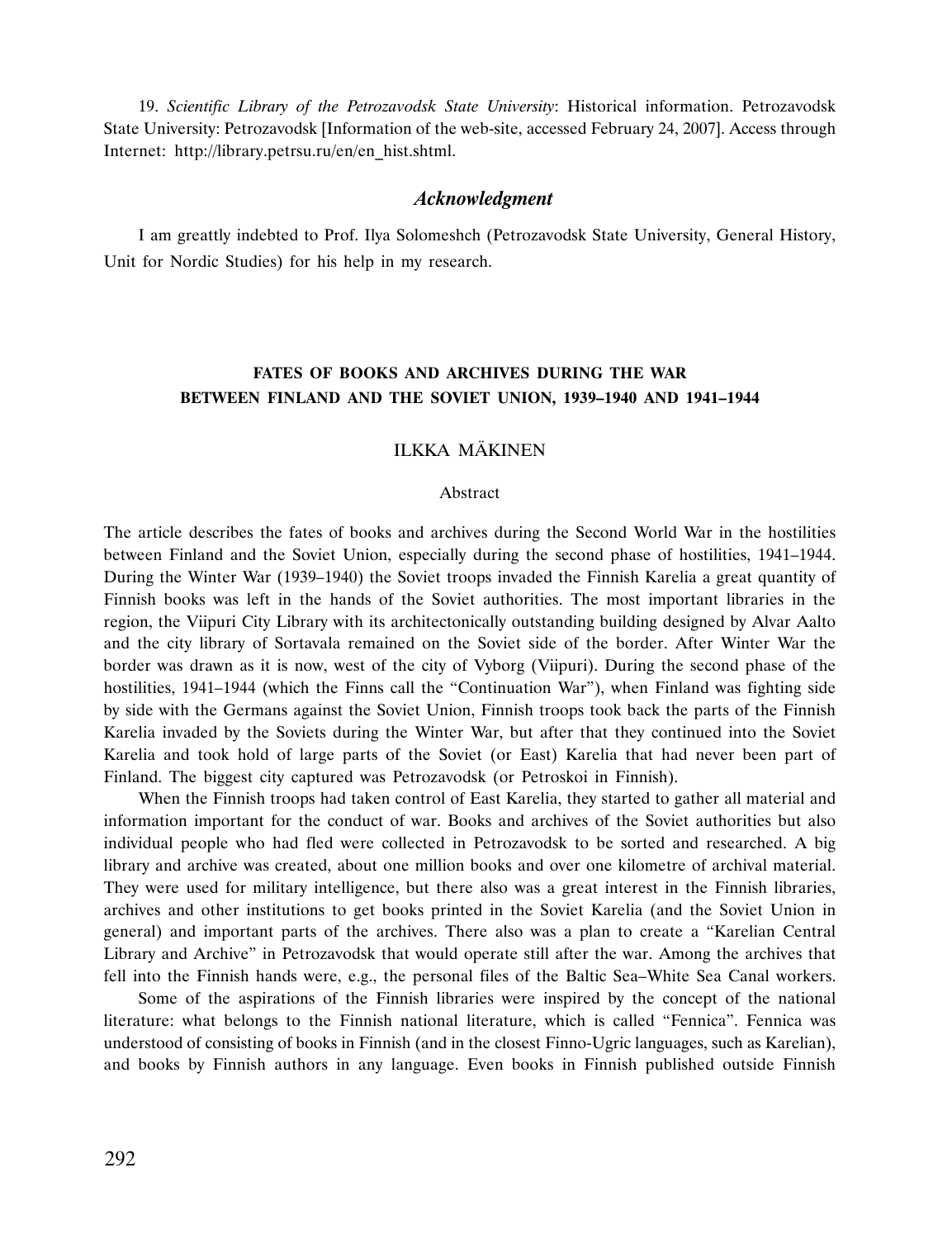19. *Scientific Library of the Petrozavodsk State University*: Historical information. Petrozavodsk State University: Petrozavodsk [Information of the web-site, accessed February 24, 2007]. Access through Internet: http://library.petrsu.ru/en/en_hist.shtml.

### *Acknowledgment*

I am greattly indebted to Prof. Ilya Solomeshch (Petrozavodsk State University, General History, Unit for Nordic Studies) for his help in my research.

## FATES OF BOOKS AND ARCHIVES DURING THE WAR BETWEEN FINLAND AND THE SOVIET UNION, 1939–1940 AND 1941–1944

ILKKA MÄKINEN

Abstract

The article describes the fates of books and archives during the Second World War in the hostilities between Finland and the Soviet Union, especially during the second phase of hostilities, 1941–1944. During the Winter War (1939–1940) the Soviet troops invaded the Finnish Karelia a great quantity of Finnish books was left in the hands of the Soviet authorities. The most important libraries in the region, the Viipuri City Library with its architectonically outstanding building designed by Alvar Aalto and the city library of Sortavala remained on the Soviet side of the border. After Winter War the border was drawn as it is now, west of the city of Vyborg (Viipuri). During the second phase of the hostilities, 1941–1944 (which the Finns call the "Continuation War"), when Finland was fighting side by side with the Germans against the Soviet Union, Finnish troops took back the parts of the Finnish Karelia invaded by the Soviets during the Winter War, but after that they continued into the Soviet Karelia and took hold of large parts of the Soviet (or East) Karelia that had never been part of Finland. The biggest city captured was Petrozavodsk (or Petroskoi in Finnish).

When the Finnish troops had taken control of East Karelia, they started to gather all material and information important for the conduct of war. Books and archives of the Soviet authorities but also individual people who had fled were collected in Petrozavodsk to be sorted and researched. A big library and archive was created, about one million books and over one kilometre of archival material. They were used for military intelligence, but there also was a great interest in the Finnish libraries, archives and other institutions to get books printed in the Soviet Karelia (and the Soviet Union in general) and important parts of the archives. There also was a plan to create a "Karelian Central Library and Archive" in Petrozavodsk that would operate still after the war. Among the archives that fell into the Finnish hands were, e.g., the personal files of the Baltic Sea–White Sea Canal workers.

Some of the aspirations of the Finnish libraries were inspired by the concept of the national literature: what belongs to the Finnish national literature, which is called "Fennica". Fennica was understood of consisting of books in Finnish (and in the closest Finno-Ugric languages, such as Karelian), and books by Finnish authors in any language. Even books in Finnish published outside Finnish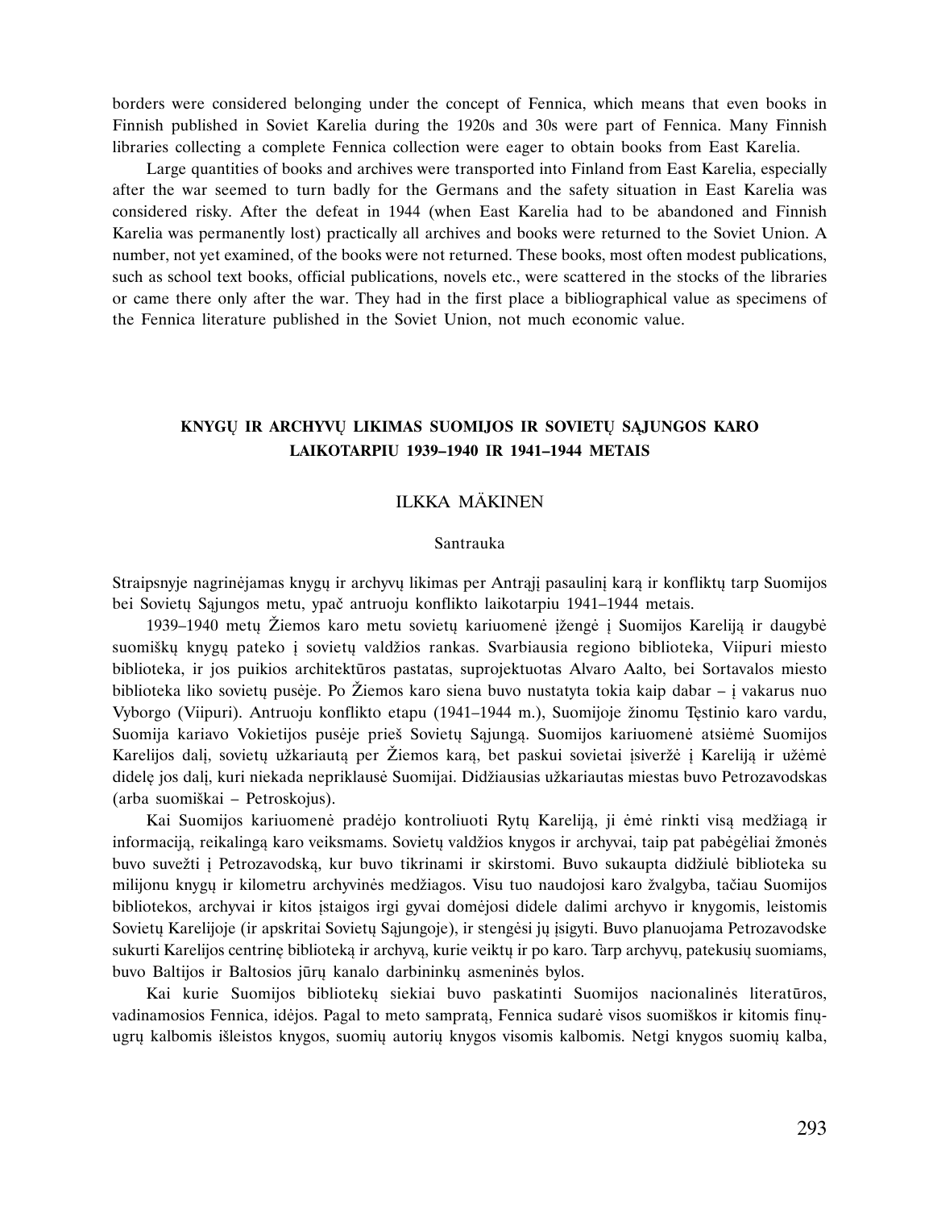borders were considered belonging under the concept of Fennica, which means that even books in Finnish published in Soviet Karelia during the 1920s and 30s were part of Fennica. Many Finnish libraries collecting a complete Fennica collection were eager to obtain books from East Karelia.

Large quantities of books and archives were transported into Finland from East Karelia, especially after the war seemed to turn badly for the Germans and the safety situation in East Karelia was considered risky. After the defeat in 1944 (when East Karelia had to be abandoned and Finnish Karelia was permanently lost) practically all archives and books were returned to the Soviet Union. A number, not yet examined, of the books were not returned. These books, most often modest publications, such as school text books, official publications, novels etc., were scattered in the stocks of the libraries or came there only after the war. They had in the first place a bibliographical value as specimens of the Fennica literature published in the Soviet Union, not much economic value.

## KNYGŲ IR ARCHYVŲ LIKIMAS SUOMIJOS IR SOVIETŲ SĄJUNGOS KARO LAIKOTARPIU 1939–1940 IR 1941–1944 METAIS

### ILKKA MÄKINEN

Santrauka

Straipsnyje nagrinėjamas knygų ir archyvų likimas per Antrąjį pasaulinį karą ir konfliktų tarp Suomijos bei Sovietų Sąjungos metu, ypač antruoju konflikto laikotarpiu 1941–1944 metais.

1939–1940 metų Žiemos karo metu sovietų kariuomenė įžengė į Suomijos Kareliją ir daugybė suomiškų knygų pateko į sovietų valdžios rankas. Svarbiausia regiono biblioteka, Viipuri miesto biblioteka, ir jos puikios architektūros pastatas, suprojektuotas Alvaro Aalto, bei Sortavalos miesto biblioteka liko sovietų pusėje. Po Žiemos karo siena buvo nustatyta tokia kaip dabar – į vakarus nuo Vyborgo (Viipuri). Antruoju konflikto etapu (1941–1944 m.), Suomijoje žinomu Tęstinio karo vardu, Suomija kariavo Vokietijos pusėje prieš Sovietų Sąjungą. Suomijos kariuomenė atsiėmė Suomijos Karelijos dalį, sovietų užkariautą per Žiemos karą, bet paskui sovietai įsiveržė į Kareliją ir užėmė didelę jos dalį, kuri niekada nepriklausė Suomijai. Didžiausias užkariautas miestas buvo Petrozavodskas (arba suomiškai – Petroskojus).

Kai Suomijos kariuomenė pradėjo kontroliuoti Rytų Kareliją, ji ėmė rinkti visą medžiagą ir informaciją, reikalingą karo veiksmams. Sovietų valdžios knygos ir archyvai, taip pat pabėgėliai žmonės buvo suvežti į Petrozavodską, kur buvo tikrinami ir skirstomi. Buvo sukaupta didžiulė biblioteka su milijonu knygų ir kilometru archyvinės medžiagos. Visu tuo naudojosi karo žvalgyba, tačiau Suomijos bibliotekos, archyvai ir kitos įstaigos irgi gyvai domėjosi didele dalimi archyvo ir knygomis, leistomis Sovietų Karelijoje (ir apskritai Sovietų Sąjungoje), ir stengėsi jų įsigyti. Buvo planuojama Petrozavodske sukurti Karelijos centrinę biblioteką ir archyvą, kurie veiktų ir po karo. Tarp archyvų, patekusių suomiams, buvo Baltijos ir Baltosios jūrų kanalo darbininkų asmeninės bylos.

Kai kurie Suomijos bibliotekų siekiai buvo paskatinti Suomijos nacionalinės literatūros, vadinamosios Fennica, idėjos. Pagal to meto sampratą, Fennica sudarė visos suomiškos ir kitomis finų-ugrų kalbomis išleistos knygos, suomių autorių knygos visomis kalbomis. Netgi knygos suomių kalba,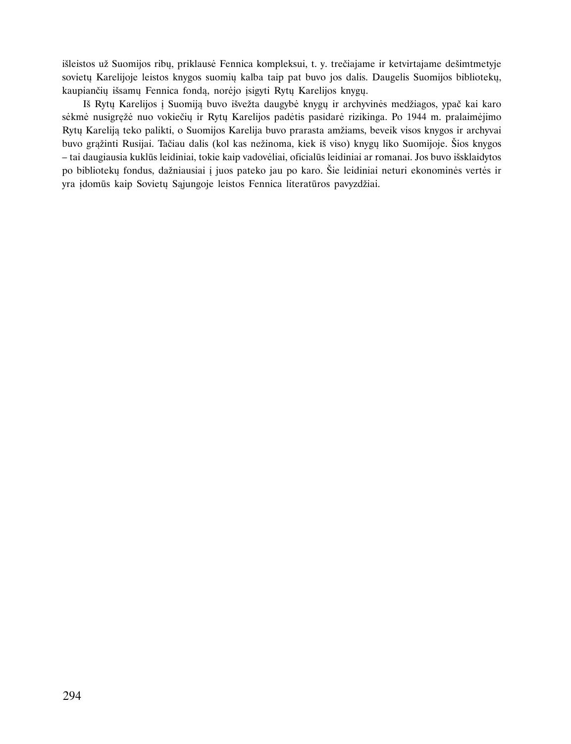išleistos už Suomijos ribų, priklausė Fennica kompleksui, t. y. trečiajame ir ketvirtajame dešimtmetyje sovietų Karelijoje leistos knygos suomių kalba taip pat buvo jos dalis. Daugelis Suomijos bibliotekų, kaupiančių išsamų Fennica fondą, norėjo įsigyti Rytų Karelijos knygų.

Iš Rytų Karelijos į Suomiją buvo išvežta daugybė knygų ir archyvinės medžiagos, ypač kai karo sėkmė nusigręžė nuo vokiečių ir Rytų Karelijos padėtis pasidarė rizikinga. Po 1944 m. pralaimėjimo Rytų Kareliją teko palikti, o Suomijos Karelija buvo prarasta amžiams, beveik visos knygos ir archyvai buvo grąžinti Rusijai. Tačiau dalis (kol kas nežinoma, kiek iš viso) knygų liko Suomijoje. Šios knygos – tai daugiausia kuklūs leidiniai, tokie kaip vadovėliai, oficialūs leidiniai ar romanai. Jos buvo išsklaidytos po bibliotekų fondus, dažniausiai į juos pateko jau po karo. Šie leidiniai neturi ekonominės vertės ir yra įdomūs kaip Sovietų Sąjungoje leistos Fennica literatūros pavyzdžiai.